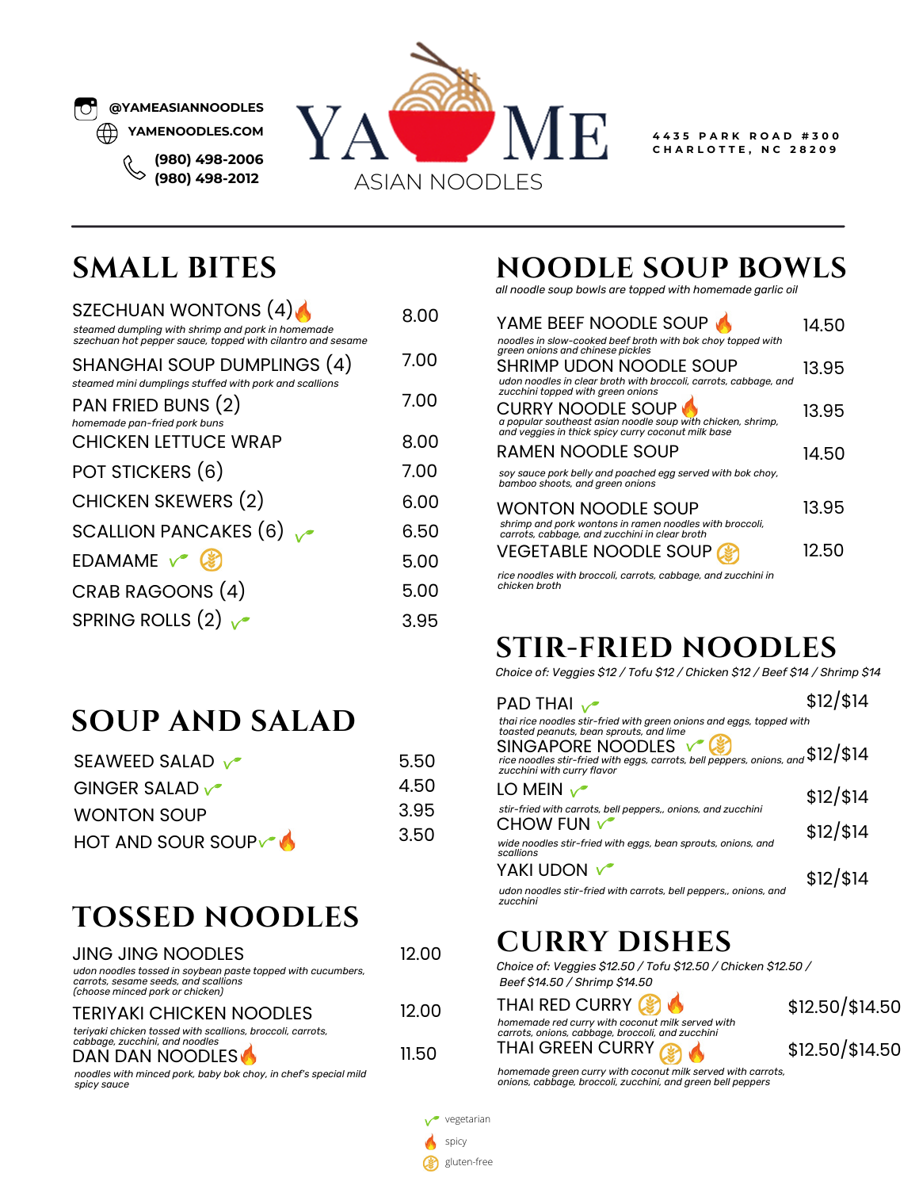# YAME ASIAN NOODLES

@YAMEASIANNOODLES
YAMENOODLES.COM
(980) 498-2006
(980) 498-2012

4435 PARK ROAD #300
CHARLOTTE, NC 28209

## SMALL BITES

| Item | Price |
|---|---|
| SZECHUAN WONTONS (4) 🔥<br>*steamed dumpling with shrimp and pork in homemade szechuan hot pepper sauce, topped with cilantro and sesame* | 8.00 |
| SHANGHAI SOUP DUMPLINGS (4)<br>*steamed mini dumplings stuffed with pork and scallions* | 7.00 |
| PAN FRIED BUNS (2)<br>*homemade pan-fried pork buns* | 7.00 |
| CHICKEN LETTUCE WRAP | 8.00 |
| POT STICKERS (6) | 7.00 |
| CHICKEN SKEWERS (2) | 6.00 |
| SCALLION PANCAKES (6) (vegetarian) | 6.50 |
| EDAMAME (vegetarian) (gluten-free) | 5.00 |
| CRAB RAGOONS (4) | 5.00 |
| SPRING ROLLS (2) (vegetarian) | 3.95 |

## SOUP AND SALAD

| Item | Price |
|---|---|
| SEAWEED SALAD (vegetarian) | 5.50 |
| GINGER SALAD (vegetarian) | 4.50 |
| WONTON SOUP | 3.95 |
| HOT AND SOUR SOUP (vegetarian) 🔥 | 3.50 |

## TOSSED NOODLES

| Item | Price |
|---|---|
| JING JING NOODLES<br>*udon noodles tossed in soybean paste topped with cucumbers, carrots, sesame seeds, and scallions (choose minced pork or chicken)* | 12.00 |
| TERIYAKI CHICKEN NOODLES<br>*teriyaki chicken tossed with scallions, broccoli, carrots, cabbage, zucchini, and noodles* | 12.00 |
| DAN DAN NOODLES 🔥<br>*noodles with minced pork, baby bok choy, in chef's special mild spicy sauce* | 11.50 |

## NOODLE SOUP BOWLS

*all noodle soup bowls are topped with homemade garlic oil*

| Item | Price |
|---|---|
| YAME BEEF NOODLE SOUP 🔥<br>*noodles in slow-cooked beef broth with bok choy topped with green onions and chinese pickles* | 14.50 |
| SHRIMP UDON NOODLE SOUP<br>*udon noodles in clear broth with broccoli, carrots, cabbage, and zucchini topped with green onions* | 13.95 |
| CURRY NOODLE SOUP 🔥<br>*a popular southeast asian noodle soup with chicken, shrimp, and veggies in thick spicy curry coconut milk base* | 13.95 |
| RAMEN NOODLE SOUP<br>*soy sauce pork belly and poached egg served with bok choy, bamboo shoots, and green onions* | 14.50 |
| WONTON NOODLE SOUP<br>*shrimp and pork wontons in ramen noodles with broccoli, carrots, cabbage, and zucchini in clear broth* | 13.95 |
| VEGETABLE NOODLE SOUP (gluten-free)<br>*rice noodles with broccoli, carrots, cabbage, and zucchini in chicken broth* | 12.50 |

## STIR-FRIED NOODLES

*Choice of: Veggies $12 / Tofu $12 / Chicken $12 / Beef $14 / Shrimp $14*

| Item | Price |
|---|---|
| PAD THAI (vegetarian)<br>*thai rice noodles stir-fried with green onions and eggs, topped with toasted peanuts, bean sprouts, and lime* | $12/$14 |
| SINGAPORE NOODLES (vegetarian) (gluten-free)<br>*rice noodles stir-fried with eggs, carrots, bell peppers, onions, and zucchini with curry flavor* | $12/$14 |
| LO MEIN (vegetarian)<br>*stir-fried with carrots, bell peppers,, onions, and zucchini* | $12/$14 |
| CHOW FUN (vegetarian)<br>*wide noodles stir-fried with eggs, bean sprouts, onions, and scallions* | $12/$14 |
| YAKI UDON (vegetarian)<br>*udon noodles stir-fried with carrots, bell peppers,, onions, and zucchini* | $12/$14 |

## CURRY DISHES

*Choice of: Veggies $12.50 / Tofu $12.50 / Chicken $12.50 / Beef $14.50 / Shrimp $14.50*

| Item | Price |
|---|---|
| THAI RED CURRY (gluten-free) 🔥<br>*homemade red curry with coconut milk served with carrots, onions, cabbage, broccoli, and zucchini* | $12.50/$14.50 |
| THAI GREEN CURRY (gluten-free) 🔥<br>*homemade green curry with coconut milk served with carrots, onions, cabbage, broccoli, zucchini, and green bell peppers* | $12.50/$14.50 |

(vegetarian) vegetarian
🔥 spicy
(gluten-free) gluten-free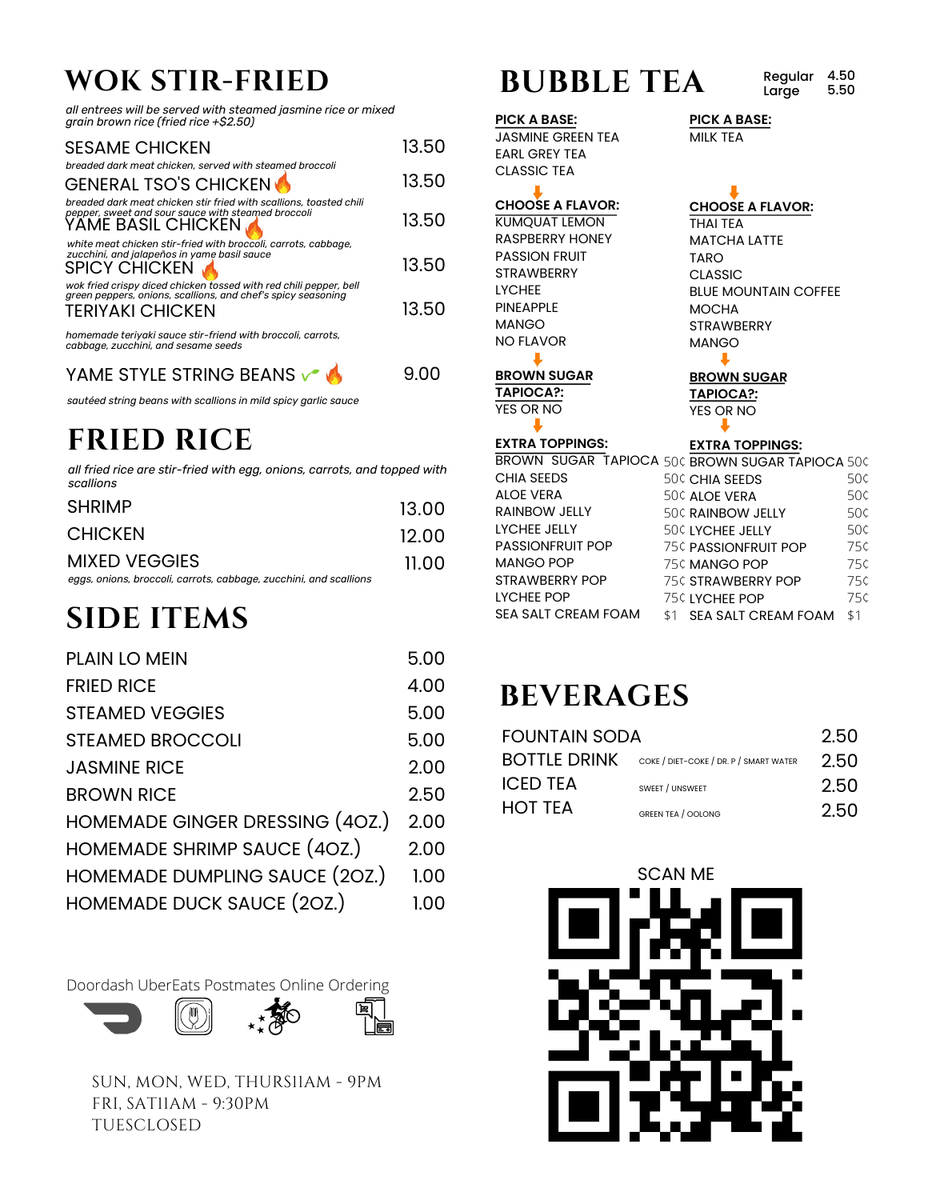# WOK STIR-FRIED

*all entrees will be served with steamed jasmine rice or mixed grain brown rice (fried rice +$2.50)*

| | |
|---|---|
| SESAME CHICKEN | 13.50 |
| *breaded dark meat chicken, served with steamed broccoli* | |
| GENERAL TSO'S CHICKEN | 13.50 |
| *breaded dark meat chicken stir fried with scallions, toasted chili pepper, sweet and sour sauce with steamed broccoli* | |
| YAME BASIL CHICKEN | 13.50 |
| *white meat chicken stir-fried with broccoli, carrots, cabbage, zucchini, and jalapeños in yame basil sauce* | |
| SPICY CHICKEN | 13.50 |
| *wok fried crispy diced chicken tossed with red chili pepper, bell green peppers, onions, scallions, and chef's spicy seasoning* | |
| TERIYAKI CHICKEN | 13.50 |
| *homemade teriyaki sauce stir-friend with broccoli, carrots, cabbage, zucchini, and sesame seeds* | |
| YAME STYLE STRING BEANS | 9.00 |
| *sautéed string beans with scallions in mild spicy garlic sauce* | |

# FRIED RICE

*all fried rice are stir-fried with egg, onions, carrots, and topped with scallions*

| | |
|---|---|
| SHRIMP | 13.00 |
| CHICKEN | 12.00 |
| MIXED VEGGIES | 11.00 |
| *eggs, onions, broccoli, carrots, cabbage, zucchini, and scallions* | |

# SIDE ITEMS

| | |
|---|---|
| PLAIN LO MEIN | 5.00 |
| FRIED RICE | 4.00 |
| STEAMED VEGGIES | 5.00 |
| STEAMED BROCCOLI | 5.00 |
| JASMINE RICE | 2.00 |
| BROWN RICE | 2.50 |
| HOMEMADE GINGER DRESSING (4OZ.) | 2.00 |
| HOMEMADE SHRIMP SAUCE (4OZ.) | 2.00 |
| HOMEMADE DUMPLING SAUCE (2OZ.) | 1.00 |
| HOMEMADE DUCK SAUCE (2OZ.) | 1.00 |

Doordash UberEats Postmates Online Ordering

SUN, MON, WED, THURS 11AM - 9PM
FRI, SAT 11AM - 9:30PM
TUES CLOSED

# BUBBLE TEA

Regular 4.50
Large 5.50

**PICK A BASE:**
JASMINE GREEN TEA
EARL GREY TEA
CLASSIC TEA

**CHOOSE A FLAVOR:**
KUMQUAT LEMON
RASPBERRY HONEY
PASSION FRUIT
STRAWBERRY
LYCHEE
PINEAPPLE
MANGO
NO FLAVOR

**BROWN SUGAR TAPIOCA?:**
YES OR NO

**EXTRA TOPPINGS:**

| | |
|---|---|
| BROWN SUGAR TAPIOCA | 50¢ |
| CHIA SEEDS | 50¢ |
| ALOE VERA | 50¢ |
| RAINBOW JELLY | 50¢ |
| LYCHEE JELLY | 50¢ |
| PASSIONFRUIT POP | 75¢ |
| MANGO POP | 75¢ |
| STRAWBERRY POP | 75¢ |
| LYCHEE POP | 75¢ |
| SEA SALT CREAM FOAM | $1 |

**PICK A BASE:**
MILK TEA

**CHOOSE A FLAVOR:**
THAI TEA
MATCHA LATTE
TARO
CLASSIC
BLUE MOUNTAIN COFFEE
MOCHA
STRAWBERRY
MANGO

**BROWN SUGAR TAPIOCA?:**
YES OR NO

**EXTRA TOPPINGS:**

| | |
|---|---|
| BROWN SUGAR TAPIOCA | 50¢ |
| CHIA SEEDS | 50¢ |
| ALOE VERA | 50¢ |
| RAINBOW JELLY | 50¢ |
| LYCHEE JELLY | 50¢ |
| PASSIONFRUIT POP | 75¢ |
| MANGO POP | 75¢ |
| STRAWBERRY POP | 75¢ |
| LYCHEE POP | 75¢ |
| SEA SALT CREAM FOAM | $1 |

# BEVERAGES

| | | |
|---|---|---|
| FOUNTAIN SODA | | 2.50 |
| BOTTLE DRINK | COKE / DIET-COKE / DR. P / SMART WATER | 2.50 |
| ICED TEA | SWEET / UNSWEET | 2.50 |
| HOT TEA | GREEN TEA / OOLONG | 2.50 |

SCAN ME